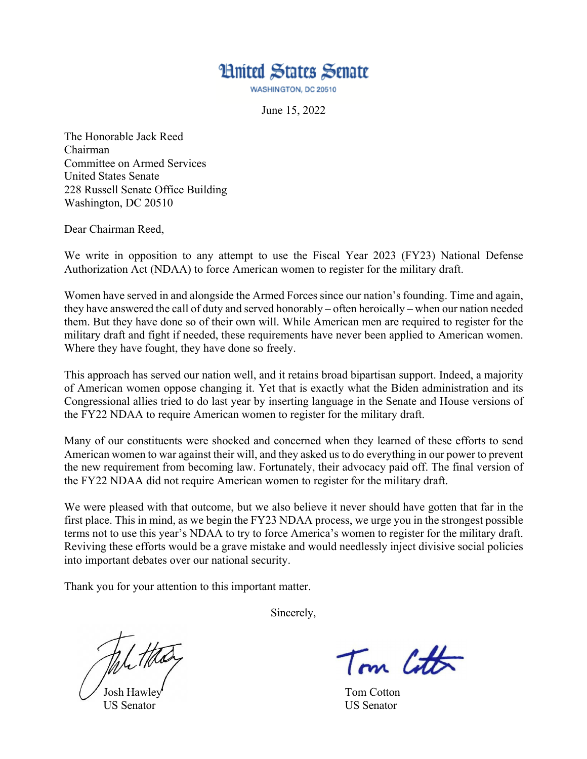# United States Senate

WASHINGTON, DC 20510

June 15, 2022

The Honorable Jack Reed
Chairman
Committee on Armed Services
United States Senate
228 Russell Senate Office Building
Washington, DC 20510

Dear Chairman Reed,

We write in opposition to any attempt to use the Fiscal Year 2023 (FY23) National Defense Authorization Act (NDAA) to force American women to register for the military draft.

Women have served in and alongside the Armed Forces since our nation's founding. Time and again, they have answered the call of duty and served honorably – often heroically – when our nation needed them. But they have done so of their own will. While American men are required to register for the military draft and fight if needed, these requirements have never been applied to American women. Where they have fought, they have done so freely.

This approach has served our nation well, and it retains broad bipartisan support. Indeed, a majority of American women oppose changing it. Yet that is exactly what the Biden administration and its Congressional allies tried to do last year by inserting language in the Senate and House versions of the FY22 NDAA to require American women to register for the military draft.

Many of our constituents were shocked and concerned when they learned of these efforts to send American women to war against their will, and they asked us to do everything in our power to prevent the new requirement from becoming law. Fortunately, their advocacy paid off. The final version of the FY22 NDAA did not require American women to register for the military draft.

We were pleased with that outcome, but we also believe it never should have gotten that far in the first place. This in mind, as we begin the FY23 NDAA process, we urge you in the strongest possible terms not to use this year's NDAA to try to force America's women to register for the military draft. Reviving these efforts would be a grave mistake and would needlessly inject divisive social policies into important debates over our national security.

Thank you for your attention to this important matter.

Sincerely,

Josh Hawley
US Senator

Tom Cotton
US Senator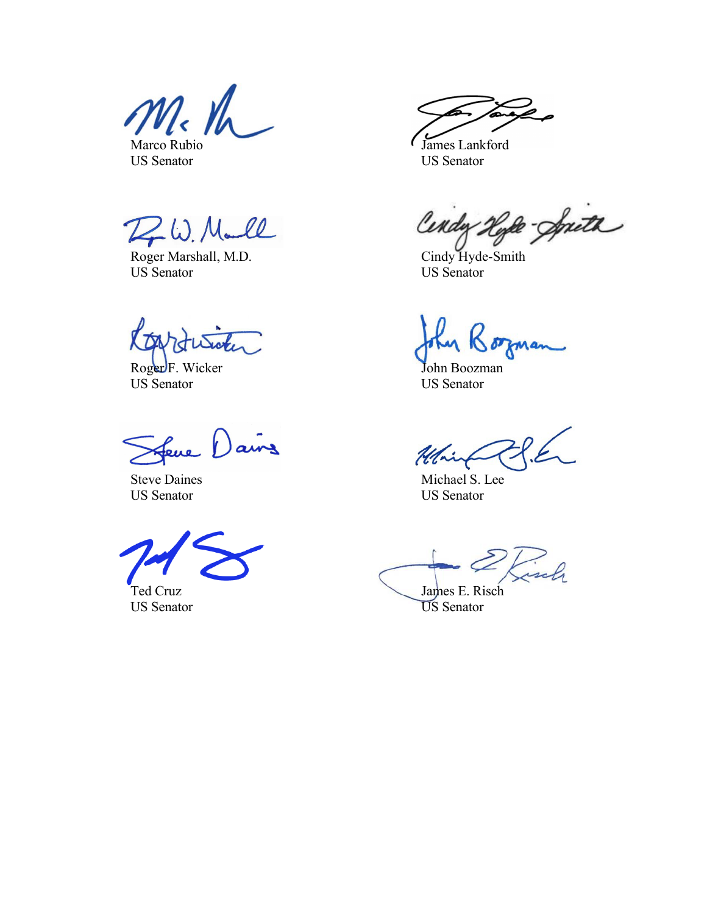Marco Rubio
US Senator

James Lankford
US Senator

Roger Marshall, M.D.
US Senator

Cindy Hyde-Smith
US Senator

Roger F. Wicker
US Senator

John Boozman
US Senator

Steve Daines
US Senator

Michael S. Lee
US Senator

Ted Cruz
US Senator

James E. Risch
US Senator